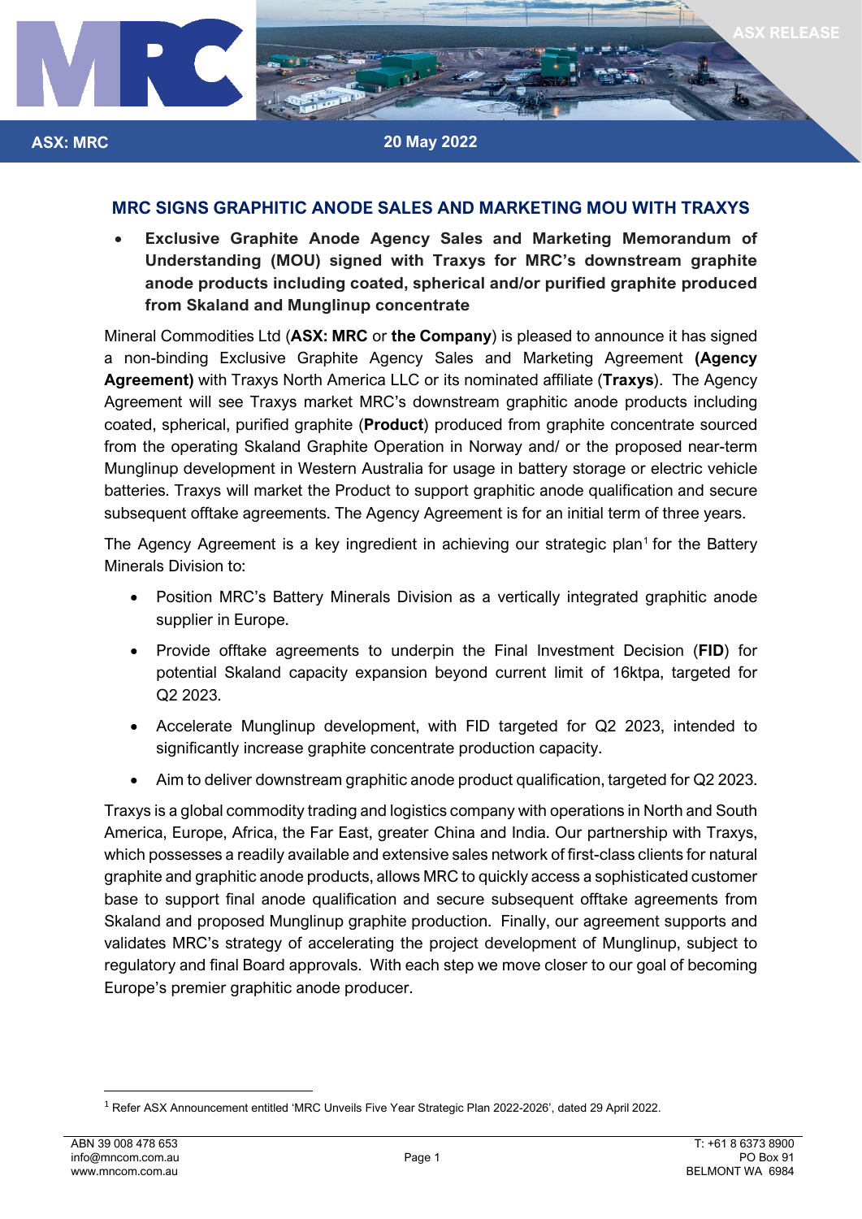ASX: MRC

20 May 2022

ASX RELEASE

## MRC SIGNS GRAPHITIC ANODE SALES AND MARKETING MOU WITH TRAXYS

- **Exclusive Graphite Anode Agency Sales and Marketing Memorandum of Understanding (MOU) signed with Traxys for MRC's downstream graphite anode products including coated, spherical and/or purified graphite produced from Skaland and Munglinup concentrate**

Mineral Commodities Ltd (**ASX: MRC** or **the Company**) is pleased to announce it has signed a non-binding Exclusive Graphite Agency Sales and Marketing Agreement **(Agency Agreement)** with Traxys North America LLC or its nominated affiliate (**Traxys**). The Agency Agreement will see Traxys market MRC's downstream graphitic anode products including coated, spherical, purified graphite (**Product**) produced from graphite concentrate sourced from the operating Skaland Graphite Operation in Norway and/ or the proposed near-term Munglinup development in Western Australia for usage in battery storage or electric vehicle batteries. Traxys will market the Product to support graphitic anode qualification and secure subsequent offtake agreements. The Agency Agreement is for an initial term of three years.

The Agency Agreement is a key ingredient in achieving our strategic plan[1] for the Battery Minerals Division to:

- Position MRC's Battery Minerals Division as a vertically integrated graphitic anode supplier in Europe.
- Provide offtake agreements to underpin the Final Investment Decision (**FID**) for potential Skaland capacity expansion beyond current limit of 16ktpa, targeted for Q2 2023.
- Accelerate Munglinup development, with FID targeted for Q2 2023, intended to significantly increase graphite concentrate production capacity.
- Aim to deliver downstream graphitic anode product qualification, targeted for Q2 2023.

Traxys is a global commodity trading and logistics company with operations in North and South America, Europe, Africa, the Far East, greater China and India. Our partnership with Traxys, which possesses a readily available and extensive sales network of first-class clients for natural graphite and graphitic anode products, allows MRC to quickly access a sophisticated customer base to support final anode qualification and secure subsequent offtake agreements from Skaland and proposed Munglinup graphite production. Finally, our agreement supports and validates MRC's strategy of accelerating the project development of Munglinup, subject to regulatory and final Board approvals. With each step we move closer to our goal of becoming Europe's premier graphitic anode producer.

[1] Refer ASX Announcement entitled 'MRC Unveils Five Year Strategic Plan 2022-2026', dated 29 April 2022.

ABN 39 008 478 653
info@mncom.com.au
www.mncom.com.au

T: +61 8 6373 8900
PO Box 91
BELMONT WA 6984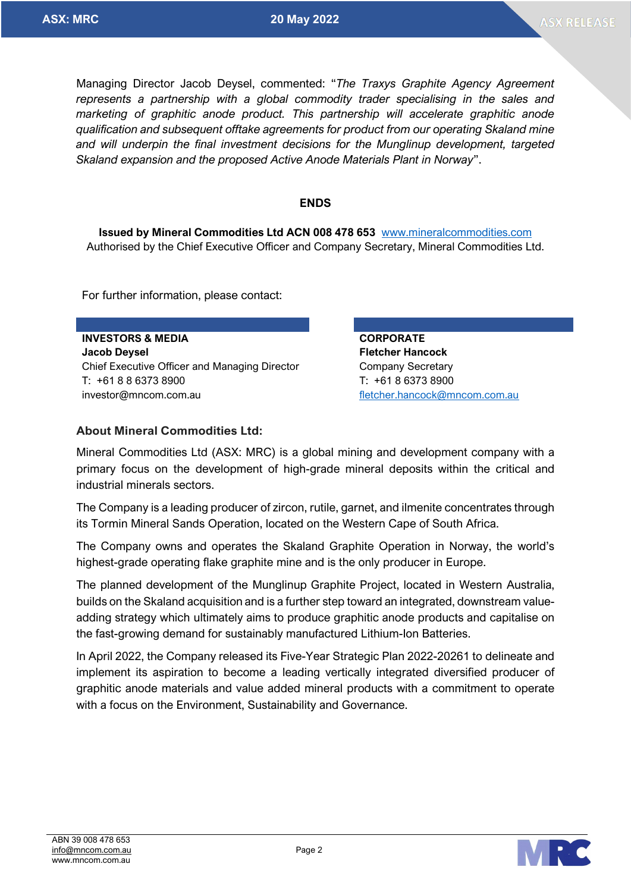Managing Director Jacob Deysel, commented: "*The Traxys Graphite Agency Agreement represents a partnership with a global commodity trader specialising in the sales and marketing of graphitic anode product. This partnership will accelerate graphitic anode qualification and subsequent offtake agreements for product from our operating Skaland mine and will underpin the final investment decisions for the Munglinup development, targeted Skaland expansion and the proposed Active Anode Materials Plant in Norway*".

**ENDS**

**Issued by Mineral Commodities Ltd ACN 008 478 653** www.mineralcommodities.com
Authorised by the Chief Executive Officer and Company Secretary, Mineral Commodities Ltd.

For further information, please contact:

**INVESTORS & MEDIA**
**Jacob Deysel**
Chief Executive Officer and Managing Director
T: +61 8 8 6373 8900
investor@mncom.com.au

**CORPORATE**
**Fletcher Hancock**
Company Secretary
T: +61 8 6373 8900
fletcher.hancock@mncom.com.au

### About Mineral Commodities Ltd:

Mineral Commodities Ltd (ASX: MRC) is a global mining and development company with a primary focus on the development of high-grade mineral deposits within the critical and industrial minerals sectors.

The Company is a leading producer of zircon, rutile, garnet, and ilmenite concentrates through its Tormin Mineral Sands Operation, located on the Western Cape of South Africa.

The Company owns and operates the Skaland Graphite Operation in Norway, the world's highest-grade operating flake graphite mine and is the only producer in Europe.

The planned development of the Munglinup Graphite Project, located in Western Australia, builds on the Skaland acquisition and is a further step toward an integrated, downstream value-adding strategy which ultimately aims to produce graphitic anode products and capitalise on the fast-growing demand for sustainably manufactured Lithium-Ion Batteries.

In April 2022, the Company released its Five-Year Strategic Plan 2022-2026[1] to delineate and implement its aspiration to become a leading vertically integrated diversified producer of graphitic anode materials and value added mineral products with a commitment to operate with a focus on the Environment, Sustainability and Governance.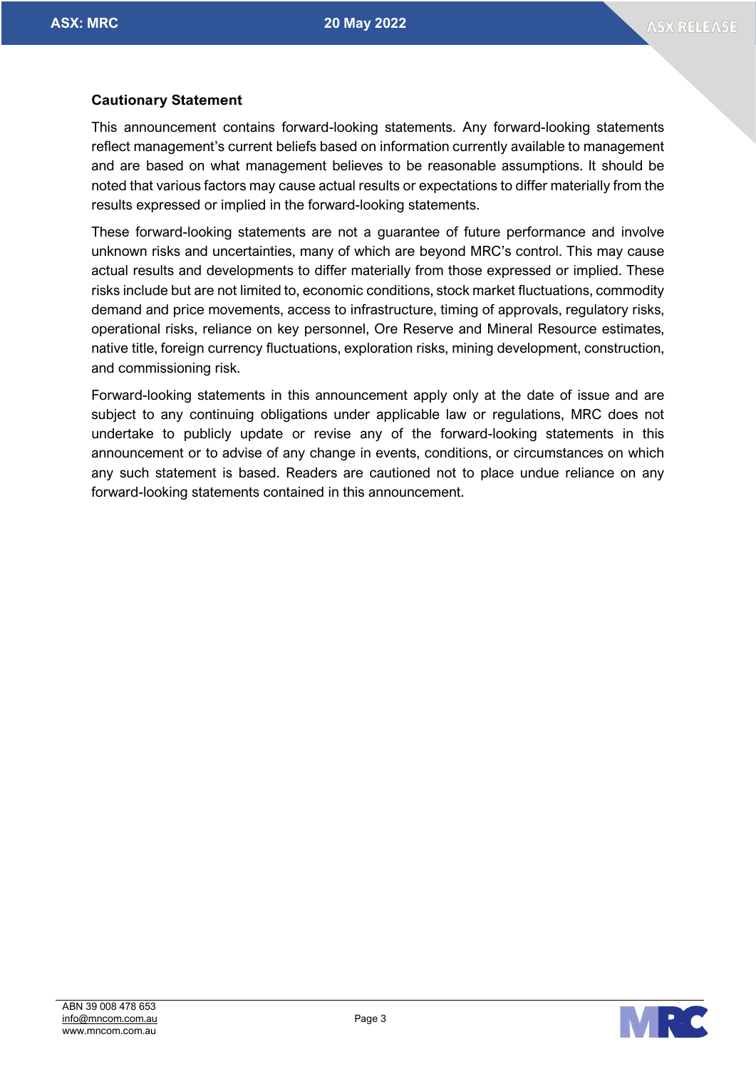**Cautionary Statement**

This announcement contains forward-looking statements. Any forward-looking statements reflect management's current beliefs based on information currently available to management and are based on what management believes to be reasonable assumptions. It should be noted that various factors may cause actual results or expectations to differ materially from the results expressed or implied in the forward-looking statements.

These forward-looking statements are not a guarantee of future performance and involve unknown risks and uncertainties, many of which are beyond MRC's control. This may cause actual results and developments to differ materially from those expressed or implied. These risks include but are not limited to, economic conditions, stock market fluctuations, commodity demand and price movements, access to infrastructure, timing of approvals, regulatory risks, operational risks, reliance on key personnel, Ore Reserve and Mineral Resource estimates, native title, foreign currency fluctuations, exploration risks, mining development, construction, and commissioning risk.

Forward-looking statements in this announcement apply only at the date of issue and are subject to any continuing obligations under applicable law or regulations, MRC does not undertake to publicly update or revise any of the forward-looking statements in this announcement or to advise of any change in events, conditions, or circumstances on which any such statement is based. Readers are cautioned not to place undue reliance on any forward-looking statements contained in this announcement.